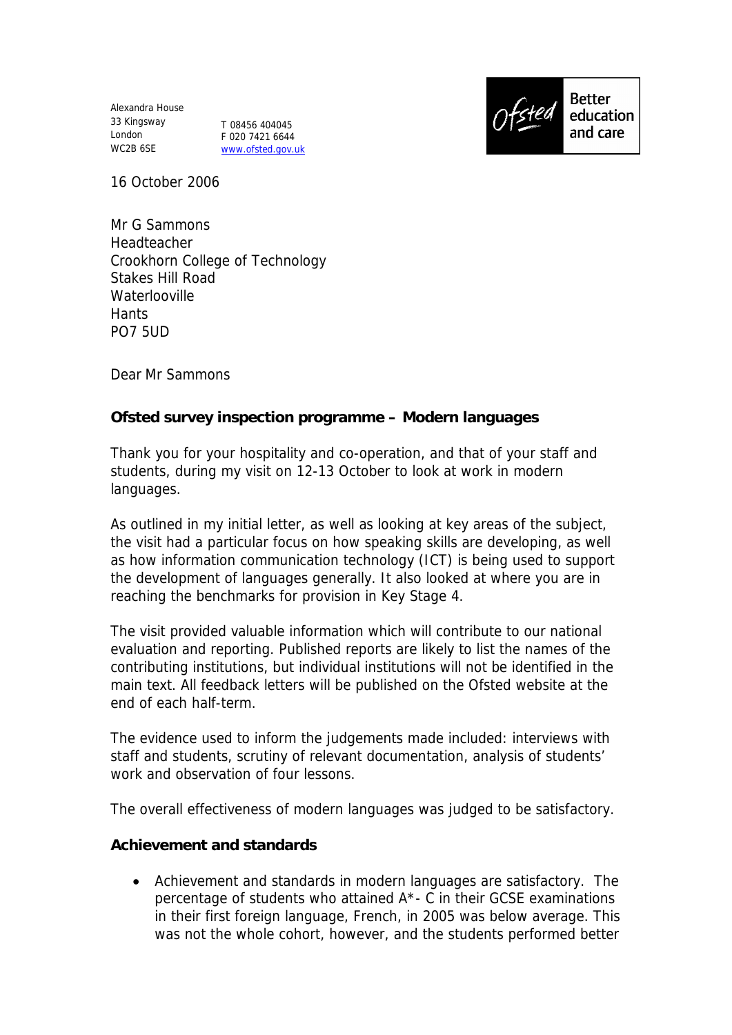Alexandra House
33 Kingsway
London
WC2B 6SE

T 08456 404045
F 020 7421 6644
www.ofsted.gov.uk

Ofsted Better education and care

16 October 2006

Mr G Sammons
Headteacher
Crookhorn College of Technology
Stakes Hill Road
Waterlooville
Hants
PO7 5UD

Dear Mr Sammons

**Ofsted survey inspection programme – Modern languages**

Thank you for your hospitality and co-operation, and that of your staff and students, during my visit on 12-13 October to look at work in modern languages.

As outlined in my initial letter, as well as looking at key areas of the subject, the visit had a particular focus on how speaking skills are developing, as well as how information communication technology (ICT) is being used to support the development of languages generally. It also looked at where you are in reaching the benchmarks for provision in Key Stage 4.

The visit provided valuable information which will contribute to our national evaluation and reporting. Published reports are likely to list the names of the contributing institutions, but individual institutions will not be identified in the main text. All feedback letters will be published on the Ofsted website at the end of each half-term.

The evidence used to inform the judgements made included: interviews with staff and students, scrutiny of relevant documentation, analysis of students' work and observation of four lessons.

The overall effectiveness of modern languages was judged to be satisfactory.

**Achievement and standards**

- Achievement and standards in modern languages are satisfactory. The percentage of students who attained A*- C in their GCSE examinations in their first foreign language, French, in 2005 was below average. This was not the whole cohort, however, and the students performed better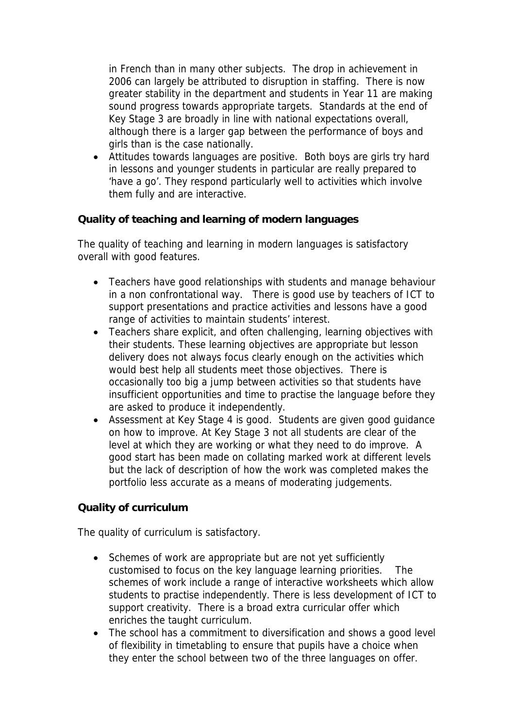in French than in many other subjects. The drop in achievement in 2006 can largely be attributed to disruption in staffing. There is now greater stability in the department and students in Year 11 are making sound progress towards appropriate targets. Standards at the end of Key Stage 3 are broadly in line with national expectations overall, although there is a larger gap between the performance of boys and girls than is the case nationally.

- Attitudes towards languages are positive. Both boys are girls try hard in lessons and younger students in particular are really prepared to 'have a go'. They respond particularly well to activities which involve them fully and are interactive.

**Quality of teaching and learning of modern languages**

The quality of teaching and learning in modern languages is satisfactory overall with good features.

- Teachers have good relationships with students and manage behaviour in a non confrontational way. There is good use by teachers of ICT to support presentations and practice activities and lessons have a good range of activities to maintain students' interest.
- Teachers share explicit, and often challenging, learning objectives with their students. These learning objectives are appropriate but lesson delivery does not always focus clearly enough on the activities which would best help all students meet those objectives. There is occasionally too big a jump between activities so that students have insufficient opportunities and time to practise the language before they are asked to produce it independently.
- Assessment at Key Stage 4 is good. Students are given good guidance on how to improve. At Key Stage 3 not all students are clear of the level at which they are working or what they need to do improve. A good start has been made on collating marked work at different levels but the lack of description of how the work was completed makes the portfolio less accurate as a means of moderating judgements.

**Quality of curriculum**

The quality of curriculum is satisfactory.

- Schemes of work are appropriate but are not yet sufficiently customised to focus on the key language learning priorities. The schemes of work include a range of interactive worksheets which allow students to practise independently. There is less development of ICT to support creativity. There is a broad extra curricular offer which enriches the taught curriculum.
- The school has a commitment to diversification and shows a good level of flexibility in timetabling to ensure that pupils have a choice when they enter the school between two of the three languages on offer.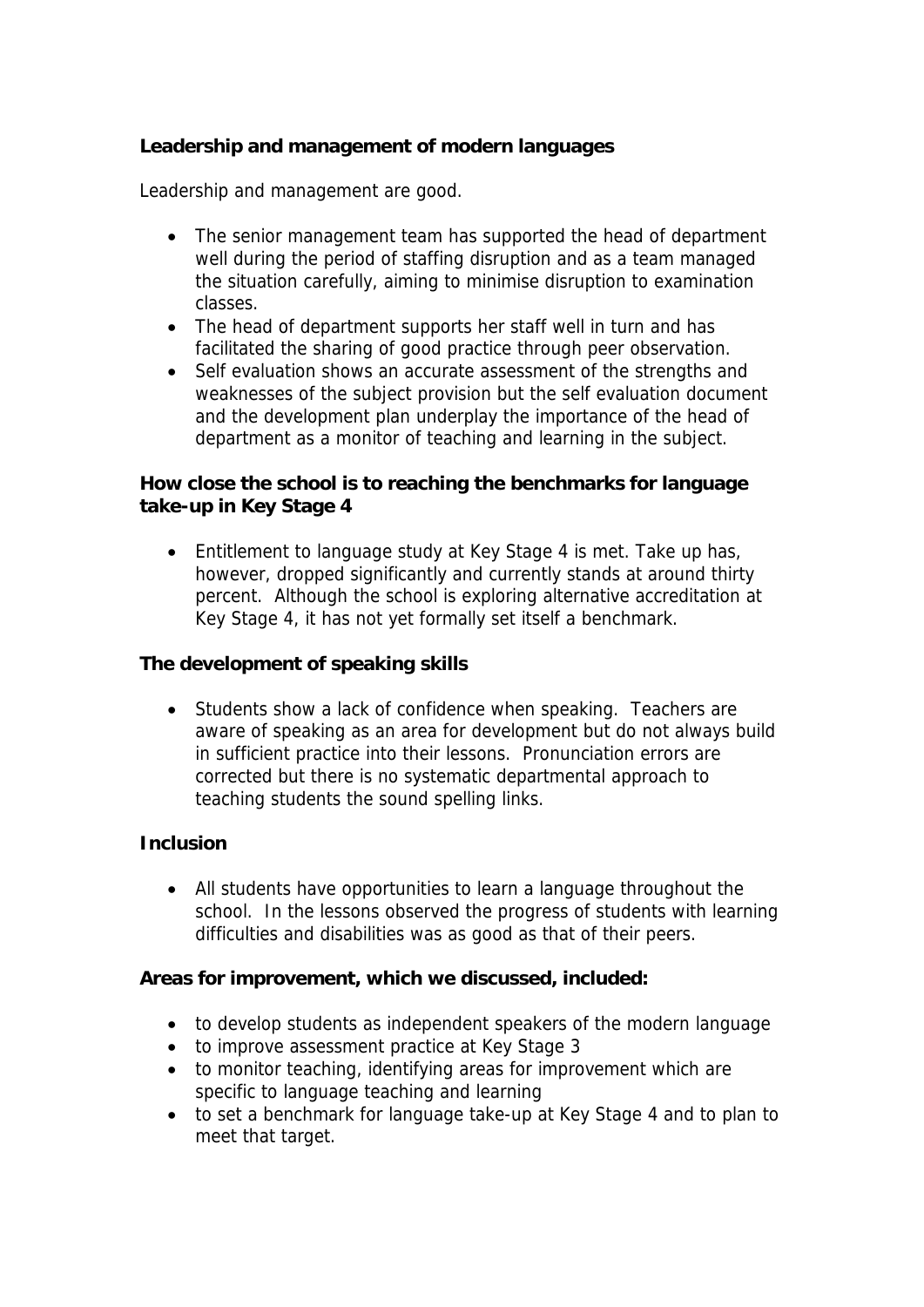**Leadership and management of modern languages**

Leadership and management are good.

- The senior management team has supported the head of department well during the period of staffing disruption and as a team managed the situation carefully, aiming to minimise disruption to examination classes.
- The head of department supports her staff well in turn and has facilitated the sharing of good practice through peer observation.
- Self evaluation shows an accurate assessment of the strengths and weaknesses of the subject provision but the self evaluation document and the development plan underplay the importance of the head of department as a monitor of teaching and learning in the subject.

**How close the school is to reaching the benchmarks for language take-up in Key Stage 4**

- Entitlement to language study at Key Stage 4 is met. Take up has, however, dropped significantly and currently stands at around thirty percent. Although the school is exploring alternative accreditation at Key Stage 4, it has not yet formally set itself a benchmark.

**The development of speaking skills**

- Students show a lack of confidence when speaking. Teachers are aware of speaking as an area for development but do not always build in sufficient practice into their lessons. Pronunciation errors are corrected but there is no systematic departmental approach to teaching students the sound spelling links.

**Inclusion**

- All students have opportunities to learn a language throughout the school. In the lessons observed the progress of students with learning difficulties and disabilities was as good as that of their peers.

**Areas for improvement, which we discussed, included:**

- to develop students as independent speakers of the modern language
- to improve assessment practice at Key Stage 3
- to monitor teaching, identifying areas for improvement which are specific to language teaching and learning
- to set a benchmark for language take-up at Key Stage 4 and to plan to meet that target.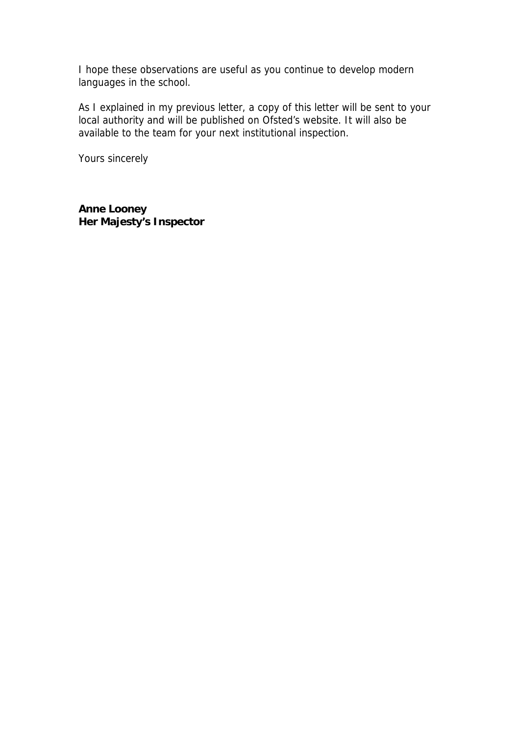I hope these observations are useful as you continue to develop modern languages in the school.

As I explained in my previous letter, a copy of this letter will be sent to your local authority and will be published on Ofsted's website. It will also be available to the team for your next institutional inspection.

Yours sincerely

**Anne Looney**
**Her Majesty's Inspector**